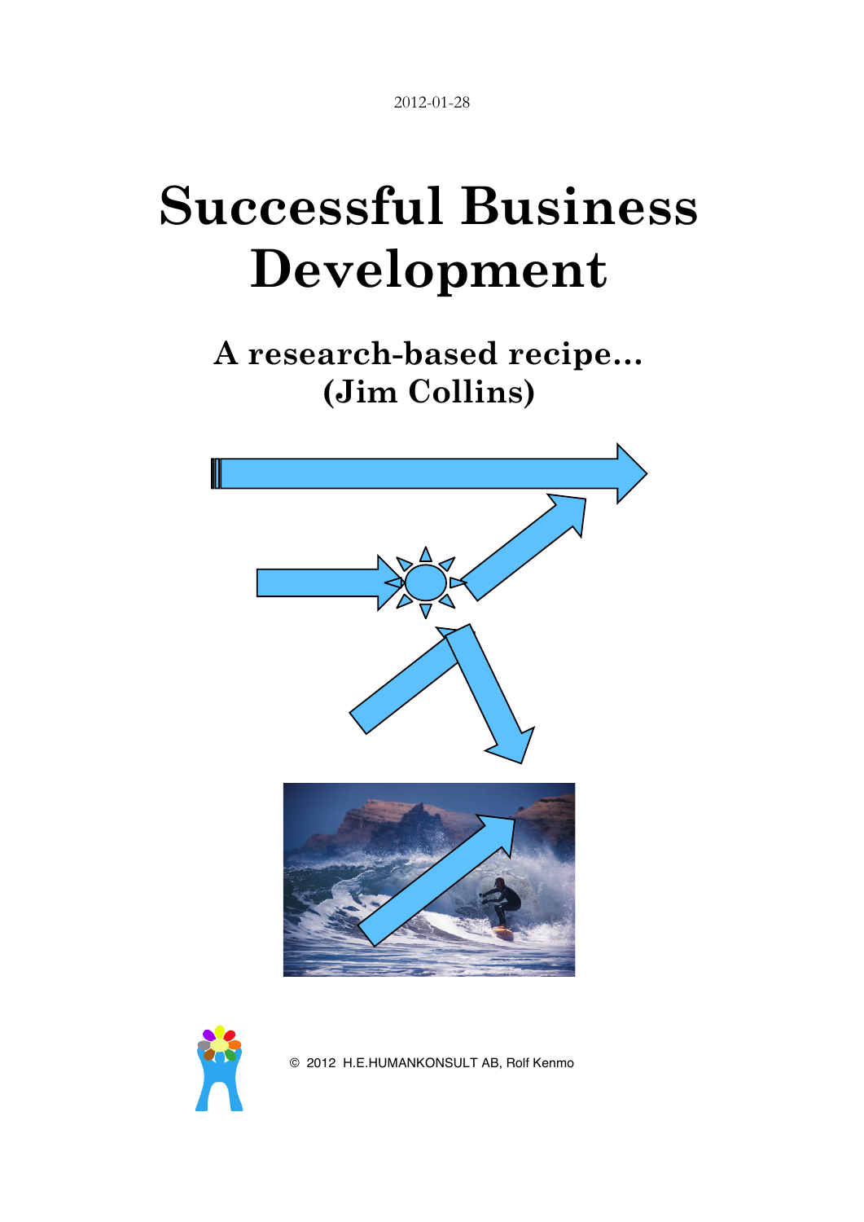2012-01-28

# Successful Business Development

## A research-based recipe… (Jim Collins)

© 2012 H.E.HUMANKONSULT AB, Rolf Kenmo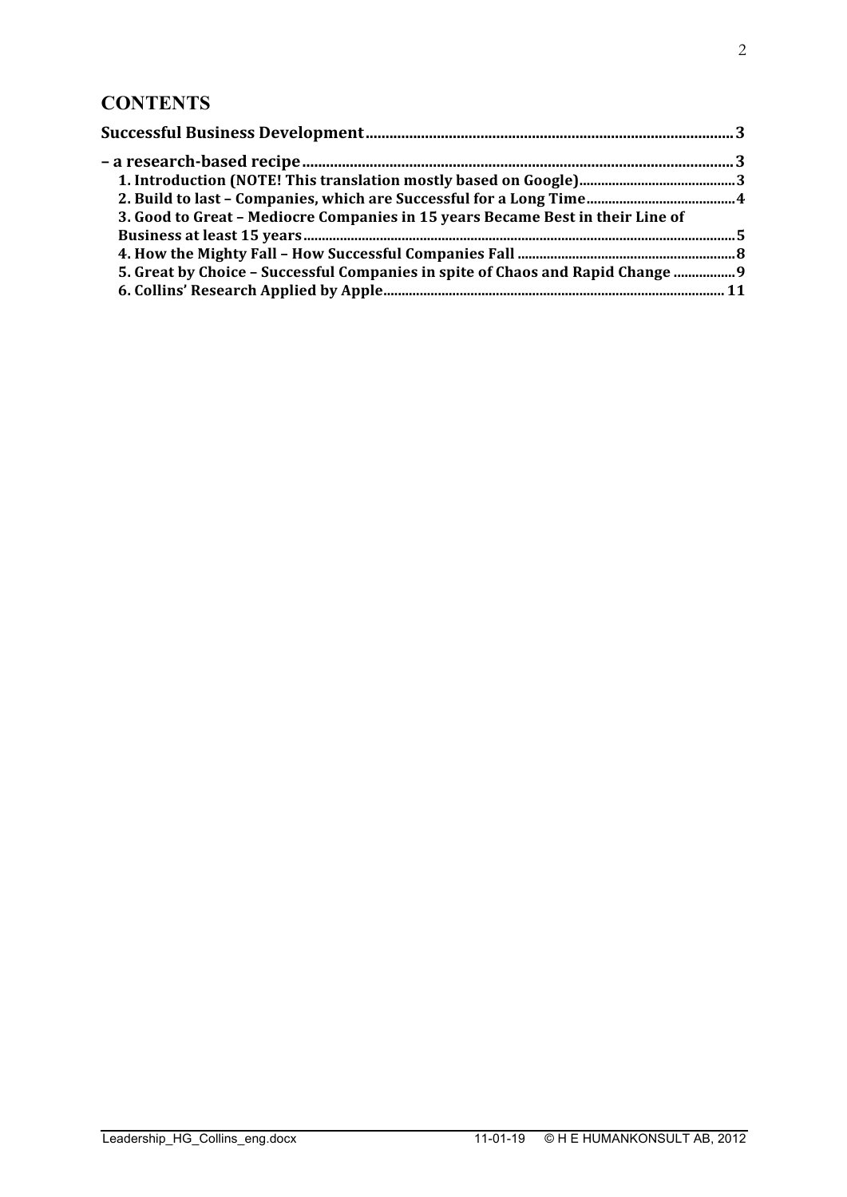# CONTENTS

**Successful Business Development** .......... 3

**– a research-based recipe** .......... 3

- **1. Introduction (NOTE! This translation mostly based on Google)** .......... 3
- **2. Build to last – Companies, which are Successful for a Long Time** .......... 4
- **3. Good to Great – Mediocre Companies in 15 years Became Best in their Line of Business at least 15 years** .......... 5
- **4. How the Mighty Fall – How Successful Companies Fall** .......... 8
- **5. Great by Choice – Successful Companies in spite of Chaos and Rapid Change** .......... 9
- **6. Collins' Research Applied by Apple** .......... 11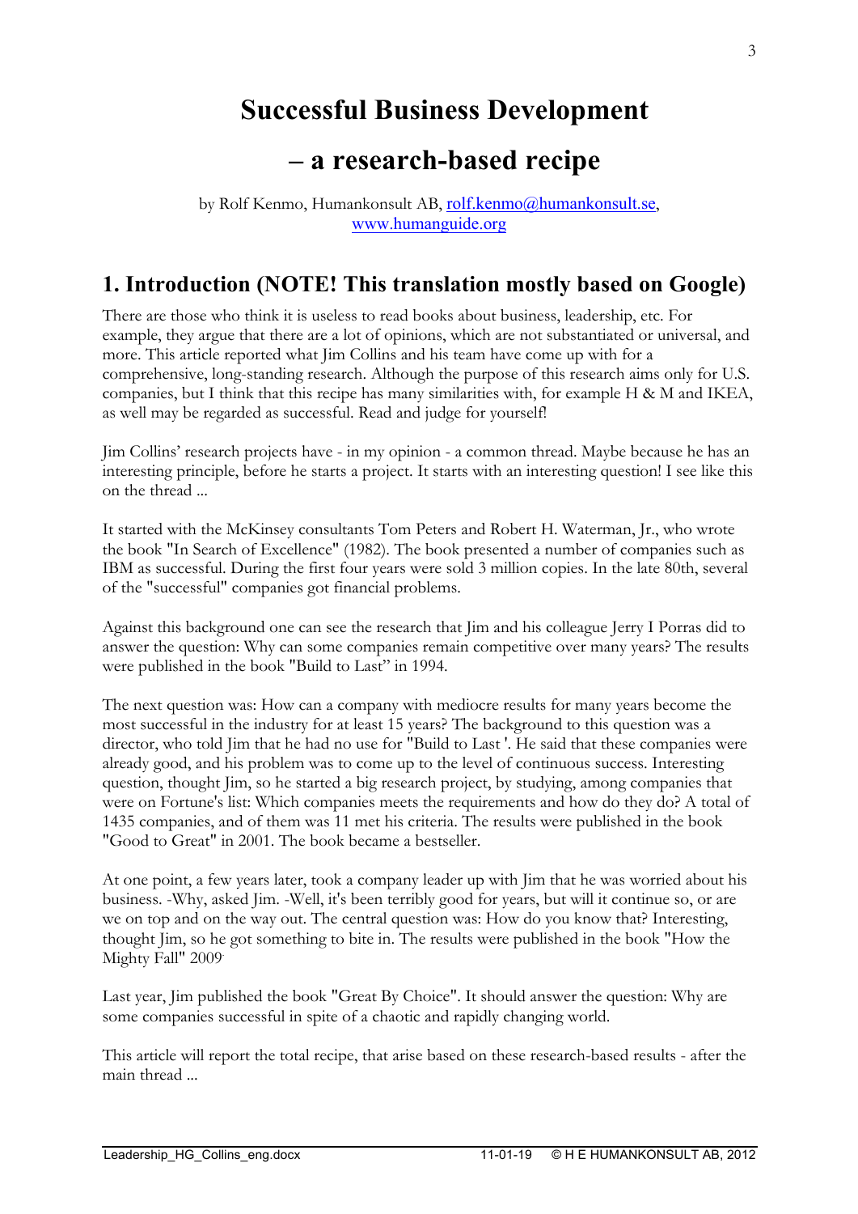# Successful Business Development

# – a research-based recipe

by Rolf Kenmo, Humankonsult AB, rolf.kenmo@humankonsult.se, www.humanguide.org

## 1. Introduction (NOTE! This translation mostly based on Google)

There are those who think it is useless to read books about business, leadership, etc. For example, they argue that there are a lot of opinions, which are not substantiated or universal, and more. This article reported what Jim Collins and his team have come up with for a comprehensive, long-standing research. Although the purpose of this research aims only for U.S. companies, but I think that this recipe has many similarities with, for example H & M and IKEA, as well may be regarded as successful. Read and judge for yourself!

Jim Collins' research projects have - in my opinion - a common thread. Maybe because he has an interesting principle, before he starts a project. It starts with an interesting question! I see like this on the thread ...

It started with the McKinsey consultants Tom Peters and Robert H. Waterman, Jr., who wrote the book "In Search of Excellence" (1982). The book presented a number of companies such as IBM as successful. During the first four years were sold 3 million copies. In the late 80th, several of the "successful" companies got financial problems.

Against this background one can see the research that Jim and his colleague Jerry I Porras did to answer the question: Why can some companies remain competitive over many years? The results were published in the book "Build to Last" in 1994.

The next question was: How can a company with mediocre results for many years become the most successful in the industry for at least 15 years? The background to this question was a director, who told Jim that he had no use for "Build to Last '. He said that these companies were already good, and his problem was to come up to the level of continuous success. Interesting question, thought Jim, so he started a big research project, by studying, among companies that were on Fortune's list: Which companies meets the requirements and how do they do? A total of 1435 companies, and of them was 11 met his criteria. The results were published in the book "Good to Great" in 2001. The book became a bestseller.

At one point, a few years later, took a company leader up with Jim that he was worried about his business. -Why, asked Jim. -Well, it's been terribly good for years, but will it continue so, or are we on top and on the way out. The central question was: How do you know that? Interesting, thought Jim, so he got something to bite in. The results were published in the book "How the Mighty Fall" 2009.

Last year, Jim published the book "Great By Choice". It should answer the question: Why are some companies successful in spite of a chaotic and rapidly changing world.

This article will report the total recipe, that arise based on these research-based results - after the main thread ...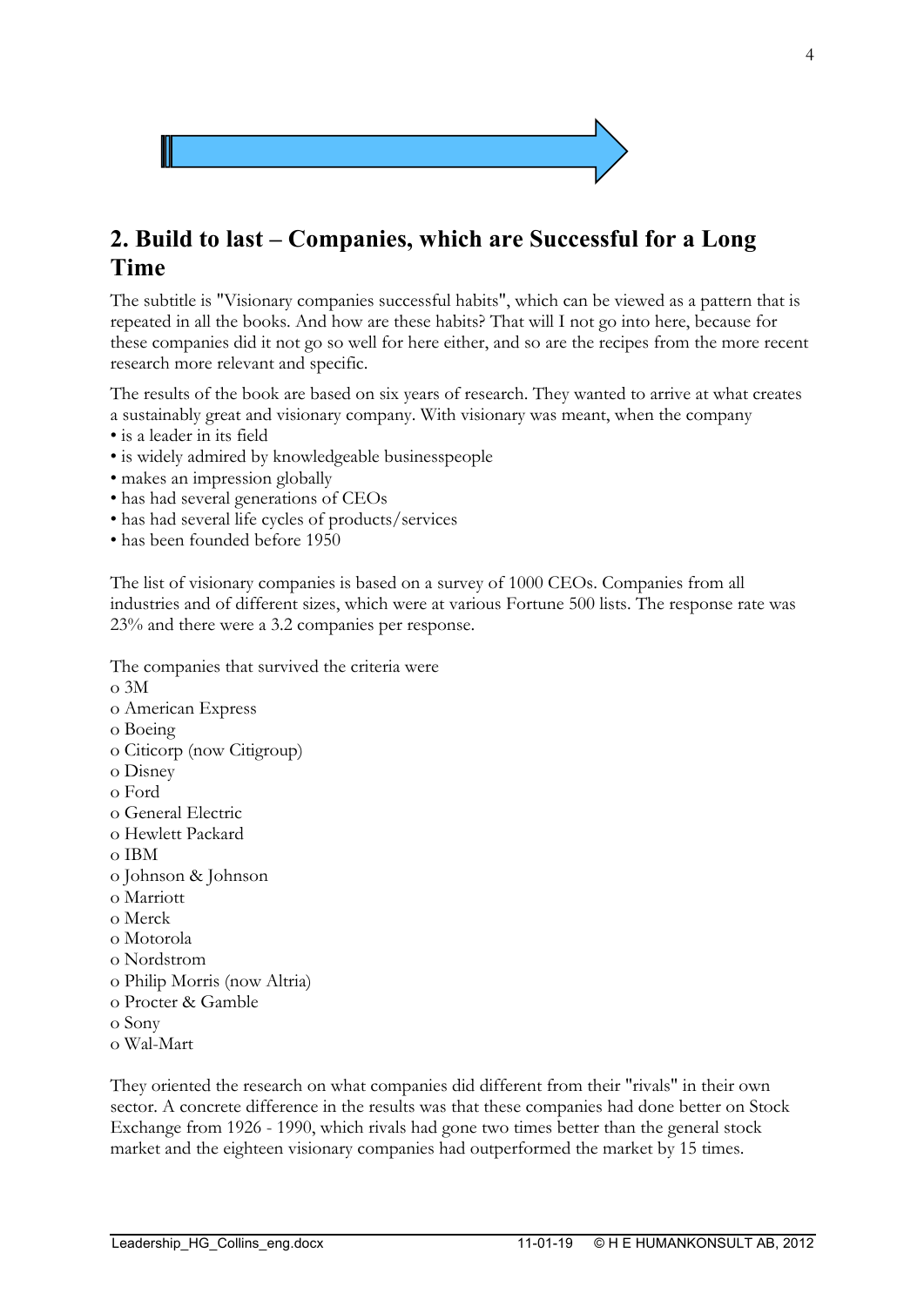## 2. Build to last – Companies, which are Successful for a Long Time

The subtitle is "Visionary companies successful habits", which can be viewed as a pattern that is repeated in all the books. And how are these habits? That will I not go into here, because for these companies did it not go so well for here either, and so are the recipes from the more recent research more relevant and specific.

The results of the book are based on six years of research. They wanted to arrive at what creates a sustainably great and visionary company. With visionary was meant, when the company

- is a leader in its field
- is widely admired by knowledgeable businesspeople
- makes an impression globally
- has had several generations of CEOs
- has had several life cycles of products/services
- has been founded before 1950

The list of visionary companies is based on a survey of 1000 CEOs. Companies from all industries and of different sizes, which were at various Fortune 500 lists. The response rate was 23% and there were a 3.2 companies per response.

The companies that survived the criteria were

- 3M
- American Express
- Boeing
- Citicorp (now Citigroup)
- Disney
- Ford
- General Electric
- Hewlett Packard
- IBM
- Johnson & Johnson
- Marriott
- Merck
- Motorola
- Nordstrom
- Philip Morris (now Altria)
- Procter & Gamble
- Sony
- Wal-Mart

They oriented the research on what companies did different from their "rivals" in their own sector. A concrete difference in the results was that these companies had done better on Stock Exchange from 1926 - 1990, which rivals had gone two times better than the general stock market and the eighteen visionary companies had outperformed the market by 15 times.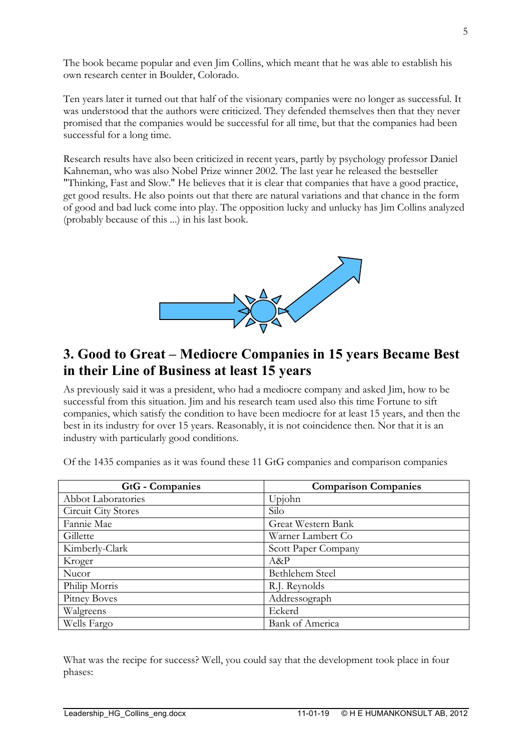The book became popular and even Jim Collins, which meant that he was able to establish his own research center in Boulder, Colorado.

Ten years later it turned out that half of the visionary companies were no longer as successful. It was understood that the authors were criticized. They defended themselves then that they never promised that the companies would be successful for all time, but that the companies had been successful for a long time.

Research results have also been criticized in recent years, partly by psychology professor Daniel Kahneman, who was also Nobel Prize winner 2002. The last year he released the bestseller "Thinking, Fast and Slow." He believes that it is clear that companies that have a good practice, get good results. He also points out that there are natural variations and that chance in the form of good and bad luck come into play. The opposition lucky and unlucky has Jim Collins analyzed (probably because of this ...) in his last book.

## 3. Good to Great – Mediocre Companies in 15 years Became Best in their Line of Business at least 15 years

As previously said it was a president, who had a mediocre company and asked Jim, how to be successful from this situation. Jim and his research team used also this time Fortune to sift companies, which satisfy the condition to have been mediocre for at least 15 years, and then the best in its industry for over 15 years. Reasonably, it is not coincidence then. Nor that it is an industry with particularly good conditions.

Of the 1435 companies as it was found these 11 GtG companies and comparison companies

| GtG - Companies | Comparison Companies |
|---|---|
| Abbot Laboratories | Upjohn |
| Circuit City Stores | Silo |
| Fannie Mae | Great Western Bank |
| Gillette | Warner Lambert Co |
| Kimberly-Clark | Scott Paper Company |
| Kroger | A&P |
| Nucor | Bethlehem Steel |
| Philip Morris | R.J. Reynolds |
| Pitney Boves | Addressograph |
| Walgreens | Eckerd |
| Wells Fargo | Bank of America |

What was the recipe for success? Well, you could say that the development took place in four phases: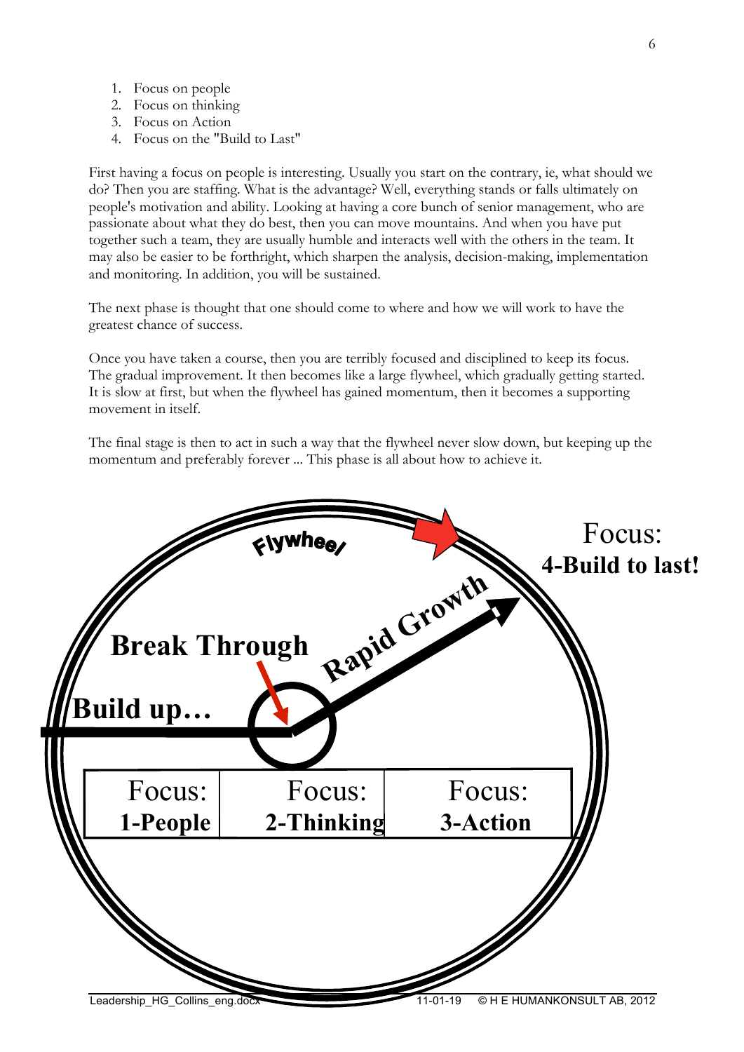1. Focus on people
2. Focus on thinking
3. Focus on Action
4. Focus on the "Build to Last"

First having a focus on people is interesting. Usually you start on the contrary, ie, what should we do? Then you are staffing. What is the advantage? Well, everything stands or falls ultimately on people's motivation and ability. Looking at having a core bunch of senior management, who are passionate about what they do best, then you can move mountains. And when you have put together such a team, they are usually humble and interacts well with the others in the team. It may also be easier to be forthright, which sharpen the analysis, decision-making, implementation and monitoring. In addition, you will be sustained.

The next phase is thought that one should come to where and how we will work to have the greatest chance of success.

Once you have taken a course, then you are terribly focused and disciplined to keep its focus. The gradual improvement. It then becomes like a large flywheel, which gradually getting started. It is slow at first, but when the flywheel has gained momentum, then it becomes a supporting movement in itself.

The final stage is then to act in such a way that the flywheel never slow down, but keeping up the momentum and preferably forever ... This phase is all about how to achieve it.

Flywheel

Focus: **4-Build to last!**

**Break Through**

Rapid Growth

**Build up…**

| Focus: **1-People** | Focus: **2-Thinking** | Focus: **3-Action** |
|---|---|---|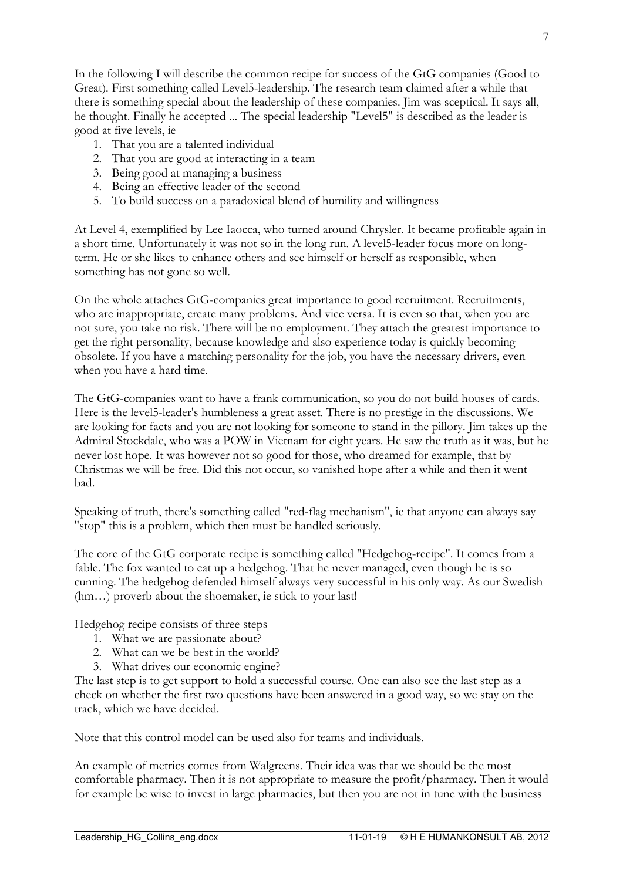In the following I will describe the common recipe for success of the GtG companies (Good to Great). First something called Level5-leadership. The research team claimed after a while that there is something special about the leadership of these companies. Jim was sceptical. It says all, he thought. Finally he accepted ... The special leadership "Level5" is described as the leader is good at five levels, ie

1. That you are a talented individual
2. That you are good at interacting in a team
3. Being good at managing a business
4. Being an effective leader of the second
5. To build success on a paradoxical blend of humility and willingness

At Level 4, exemplified by Lee Iaocca, who turned around Chrysler. It became profitable again in a short time. Unfortunately it was not so in the long run. A level5-leader focus more on long-term. He or she likes to enhance others and see himself or herself as responsible, when something has not gone so well.

On the whole attaches GtG-companies great importance to good recruitment. Recruitments, who are inappropriate, create many problems. And vice versa. It is even so that, when you are not sure, you take no risk. There will be no employment. They attach the greatest importance to get the right personality, because knowledge and also experience today is quickly becoming obsolete. If you have a matching personality for the job, you have the necessary drivers, even when you have a hard time.

The GtG-companies want to have a frank communication, so you do not build houses of cards. Here is the level5-leader's humbleness a great asset. There is no prestige in the discussions. We are looking for facts and you are not looking for someone to stand in the pillory. Jim takes up the Admiral Stockdale, who was a POW in Vietnam for eight years. He saw the truth as it was, but he never lost hope. It was however not so good for those, who dreamed for example, that by Christmas we will be free. Did this not occur, so vanished hope after a while and then it went bad.

Speaking of truth, there's something called "red-flag mechanism", ie that anyone can always say "stop" this is a problem, which then must be handled seriously.

The core of the GtG corporate recipe is something called "Hedgehog-recipe". It comes from a fable. The fox wanted to eat up a hedgehog. That he never managed, even though he is so cunning. The hedgehog defended himself always very successful in his only way. As our Swedish (hm…) proverb about the shoemaker, ie stick to your last!

Hedgehog recipe consists of three steps

1. What we are passionate about?
2. What can we be best in the world?
3. What drives our economic engine?

The last step is to get support to hold a successful course. One can also see the last step as a check on whether the first two questions have been answered in a good way, so we stay on the track, which we have decided.

Note that this control model can be used also for teams and individuals.

An example of metrics comes from Walgreens. Their idea was that we should be the most comfortable pharmacy. Then it is not appropriate to measure the profit/pharmacy. Then it would for example be wise to invest in large pharmacies, but then you are not in tune with the business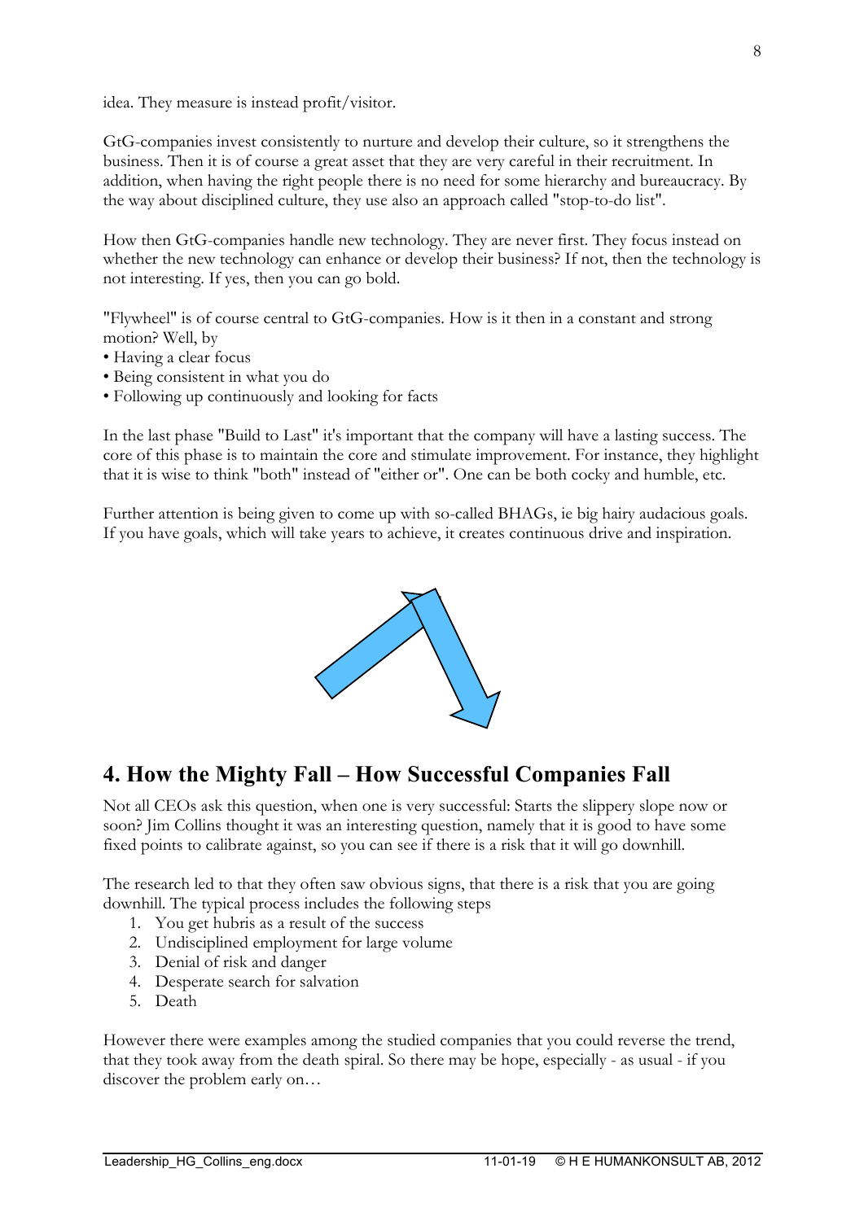idea. They measure is instead profit/visitor.

GtG-companies invest consistently to nurture and develop their culture, so it strengthens the business. Then it is of course a great asset that they are very careful in their recruitment. In addition, when having the right people there is no need for some hierarchy and bureaucracy. By the way about disciplined culture, they use also an approach called "stop-to-do list".

How then GtG-companies handle new technology. They are never first. They focus instead on whether the new technology can enhance or develop their business? If not, then the technology is not interesting. If yes, then you can go bold.

"Flywheel" is of course central to GtG-companies. How is it then in a constant and strong motion? Well, by

- Having a clear focus
- Being consistent in what you do
- Following up continuously and looking for facts

In the last phase "Build to Last" it's important that the company will have a lasting success. The core of this phase is to maintain the core and stimulate improvement. For instance, they highlight that it is wise to think "both" instead of "either or". One can be both cocky and humble, etc.

Further attention is being given to come up with so-called BHAGs, ie big hairy audacious goals. If you have goals, which will take years to achieve, it creates continuous drive and inspiration.

## 4. How the Mighty Fall – How Successful Companies Fall

Not all CEOs ask this question, when one is very successful: Starts the slippery slope now or soon? Jim Collins thought it was an interesting question, namely that it is good to have some fixed points to calibrate against, so you can see if there is a risk that it will go downhill.

The research led to that they often saw obvious signs, that there is a risk that you are going downhill. The typical process includes the following steps

1. You get hubris as a result of the success
2. Undisciplined employment for large volume
3. Denial of risk and danger
4. Desperate search for salvation
5. Death

However there were examples among the studied companies that you could reverse the trend, that they took away from the death spiral. So there may be hope, especially - as usual - if you discover the problem early on…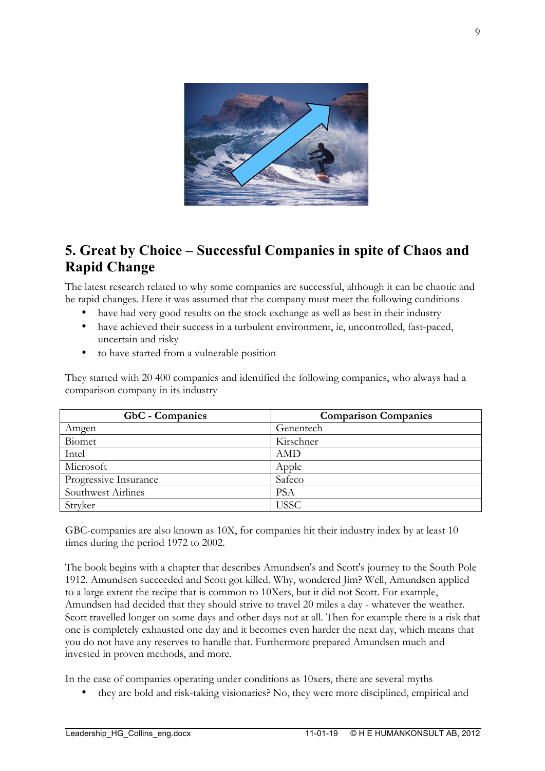## 5. Great by Choice – Successful Companies in spite of Chaos and Rapid Change

The latest research related to why some companies are successful, although it can be chaotic and be rapid changes. Here it was assumed that the company must meet the following conditions

- have had very good results on the stock exchange as well as best in their industry
- have achieved their success in a turbulent environment, ie, uncontrolled, fast-paced, uncertain and risky
- to have started from a vulnerable position

They started with 20 400 companies and identified the following companies, who always had a comparison company in its industry

| GbC - Companies | Comparison Companies |
|---|---|
| Amgen | Genentech |
| Biomet | Kirschner |
| Intel | AMD |
| Microsoft | Apple |
| Progressive Insurance | Safeco |
| Southwest Airlines | PSA |
| Stryker | USSC |

GBC-companies are also known as 10X, for companies hit their industry index by at least 10 times during the period 1972 to 2002.

The book begins with a chapter that describes Amundsen's and Scott's journey to the South Pole 1912. Amundsen succeeded and Scott got killed. Why, wondered Jim? Well, Amundsen applied to a large extent the recipe that is common to 10Xers, but it did not Scott. For example, Amundsen had decided that they should strive to travel 20 miles a day - whatever the weather. Scott travelled longer on some days and other days not at all. Then for example there is a risk that one is completely exhausted one day and it becomes even harder the next day, which means that you do not have any reserves to handle that. Furthermore prepared Amundsen much and invested in proven methods, and more.

In the case of companies operating under conditions as 10xers, there are several myths

- they are bold and risk-taking visionaries? No, they were more disciplined, empirical and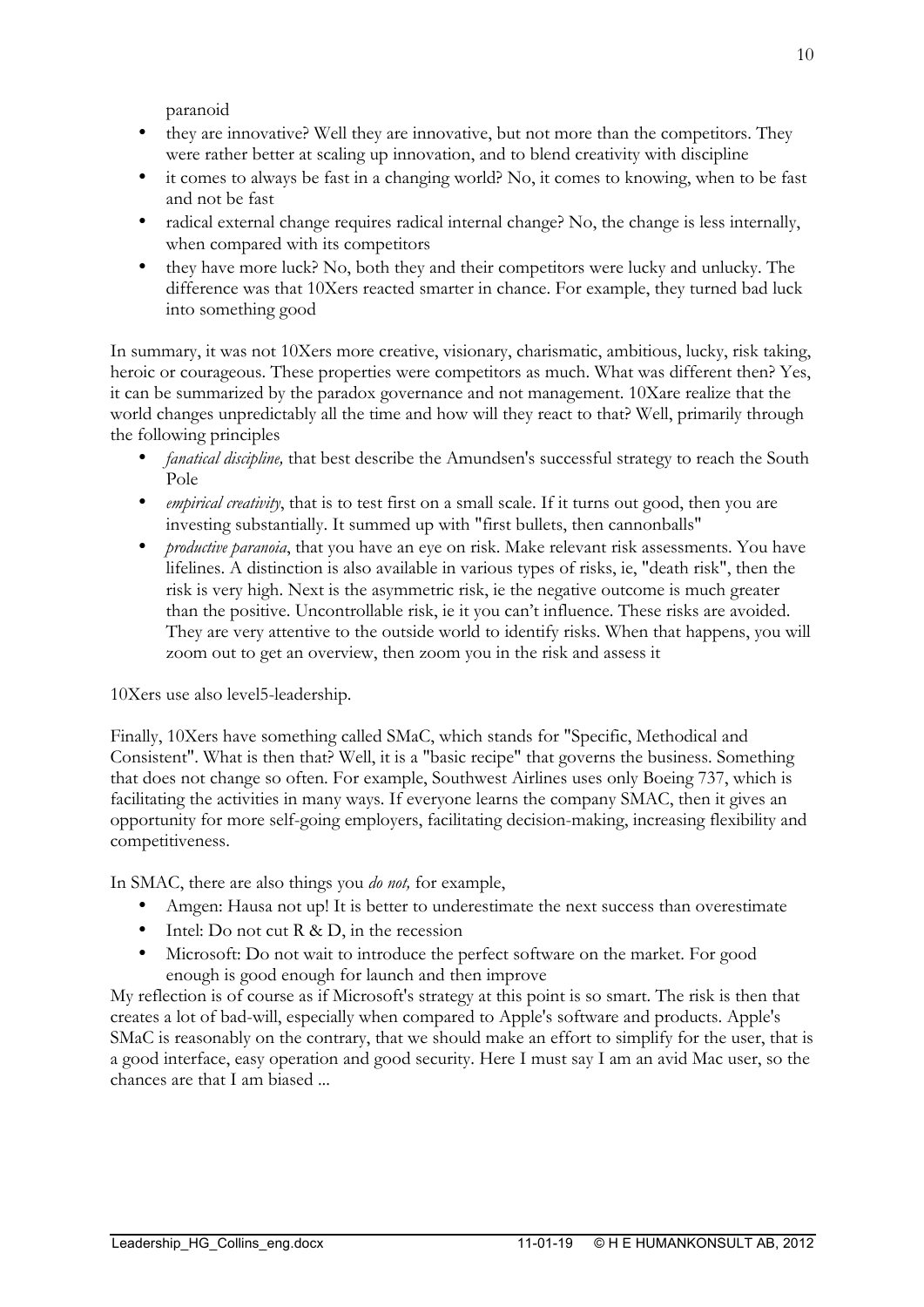paranoid

- they are innovative? Well they are innovative, but not more than the competitors. They were rather better at scaling up innovation, and to blend creativity with discipline
- it comes to always be fast in a changing world? No, it comes to knowing, when to be fast and not be fast
- radical external change requires radical internal change? No, the change is less internally, when compared with its competitors
- they have more luck? No, both they and their competitors were lucky and unlucky. The difference was that 10Xers reacted smarter in chance. For example, they turned bad luck into something good

In summary, it was not 10Xers more creative, visionary, charismatic, ambitious, lucky, risk taking, heroic or courageous. These properties were competitors as much. What was different then? Yes, it can be summarized by the paradox governance and not management. 10Xare realize that the world changes unpredictably all the time and how will they react to that? Well, primarily through the following principles

- *fanatical discipline,* that best describe the Amundsen's successful strategy to reach the South Pole
- *empirical creativity*, that is to test first on a small scale. If it turns out good, then you are investing substantially. It summed up with "first bullets, then cannonballs"
- *productive paranoia*, that you have an eye on risk. Make relevant risk assessments. You have lifelines. A distinction is also available in various types of risks, ie, "death risk", then the risk is very high. Next is the asymmetric risk, ie the negative outcome is much greater than the positive. Uncontrollable risk, ie it you can't influence. These risks are avoided. They are very attentive to the outside world to identify risks. When that happens, you will zoom out to get an overview, then zoom you in the risk and assess it

10Xers use also level5-leadership.

Finally, 10Xers have something called SMaC, which stands for "Specific, Methodical and Consistent". What is then that? Well, it is a "basic recipe" that governs the business. Something that does not change so often. For example, Southwest Airlines uses only Boeing 737, which is facilitating the activities in many ways. If everyone learns the company SMAC, then it gives an opportunity for more self-going employers, facilitating decision-making, increasing flexibility and competitiveness.

In SMAC, there are also things you *do not,* for example,

- Amgen: Hausa not up! It is better to underestimate the next success than overestimate
- Intel: Do not cut R & D, in the recession
- Microsoft: Do not wait to introduce the perfect software on the market. For good enough is good enough for launch and then improve

My reflection is of course as if Microsoft's strategy at this point is so smart. The risk is then that creates a lot of bad-will, especially when compared to Apple's software and products. Apple's SMaC is reasonably on the contrary, that we should make an effort to simplify for the user, that is a good interface, easy operation and good security. Here I must say I am an avid Mac user, so the chances are that I am biased ...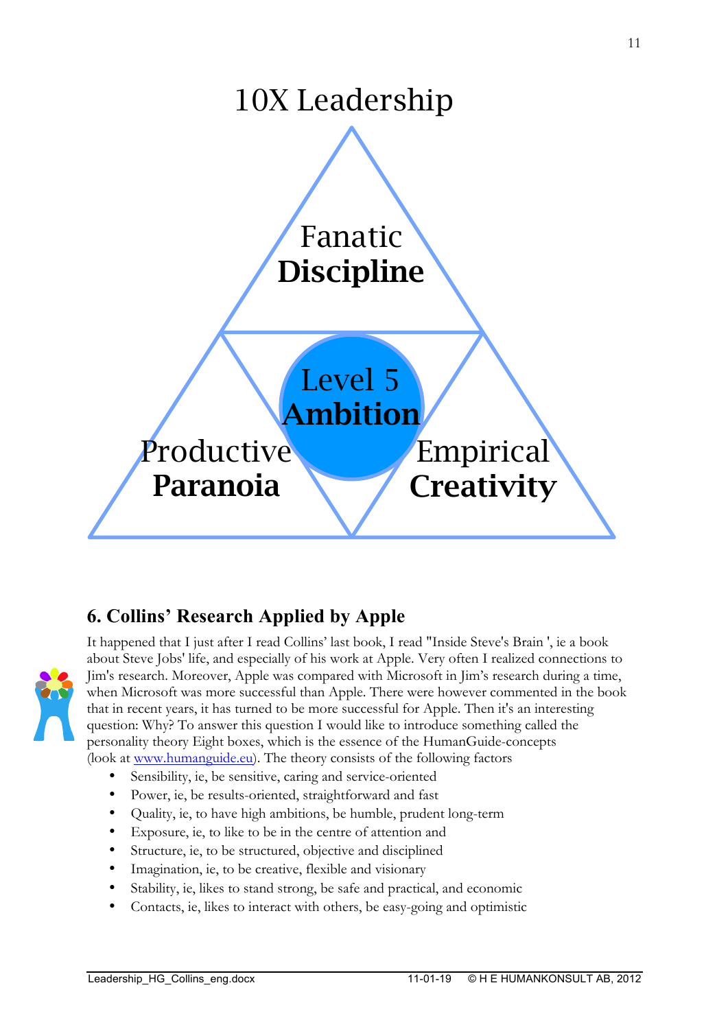# 10X Leadership

Fanatic **Discipline**

Level 5 **Ambition**

Productive **Paranoia**

Empirical **Creativity**

## 6. Collins' Research Applied by Apple

It happened that I just after I read Collins' last book, I read "Inside Steve's Brain ', ie a book about Steve Jobs' life, and especially of his work at Apple. Very often I realized connections to Jim's research. Moreover, Apple was compared with Microsoft in Jim's research during a time, when Microsoft was more successful than Apple. There were however commented in the book that in recent years, it has turned to be more successful for Apple. Then it's an interesting question: Why? To answer this question I would like to introduce something called the personality theory Eight boxes, which is the essence of the HumanGuide-concepts (look at [www.humanguide.eu](http://www.humanguide.eu)). The theory consists of the following factors

- Sensibility, ie, be sensitive, caring and service-oriented
- Power, ie, be results-oriented, straightforward and fast
- Quality, ie, to have high ambitions, be humble, prudent long-term
- Exposure, ie, to like to be in the centre of attention and
- Structure, ie, to be structured, objective and disciplined
- Imagination, ie, to be creative, flexible and visionary
- Stability, ie, likes to stand strong, be safe and practical, and economic
- Contacts, ie, likes to interact with others, be easy-going and optimistic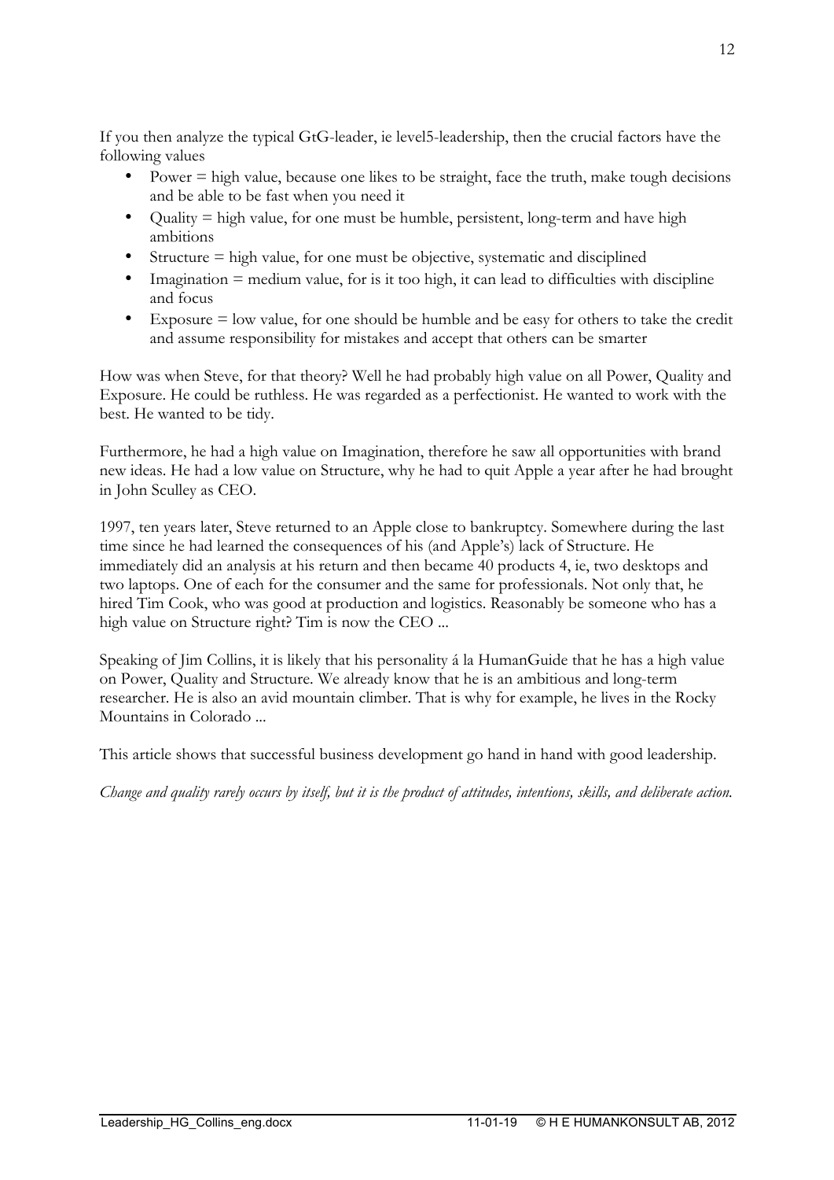If you then analyze the typical GtG-leader, ie level5-leadership, then the crucial factors have the following values

- Power = high value, because one likes to be straight, face the truth, make tough decisions and be able to be fast when you need it
- Quality = high value, for one must be humble, persistent, long-term and have high ambitions
- Structure = high value, for one must be objective, systematic and disciplined
- Imagination = medium value, for is it too high, it can lead to difficulties with discipline and focus
- Exposure = low value, for one should be humble and be easy for others to take the credit and assume responsibility for mistakes and accept that others can be smarter

How was when Steve, for that theory? Well he had probably high value on all Power, Quality and Exposure. He could be ruthless. He was regarded as a perfectionist. He wanted to work with the best. He wanted to be tidy.

Furthermore, he had a high value on Imagination, therefore he saw all opportunities with brand new ideas. He had a low value on Structure, why he had to quit Apple a year after he had brought in John Sculley as CEO.

1997, ten years later, Steve returned to an Apple close to bankruptcy. Somewhere during the last time since he had learned the consequences of his (and Apple's) lack of Structure. He immediately did an analysis at his return and then became 40 products 4, ie, two desktops and two laptops. One of each for the consumer and the same for professionals. Not only that, he hired Tim Cook, who was good at production and logistics. Reasonably be someone who has a high value on Structure right? Tim is now the CEO ...

Speaking of Jim Collins, it is likely that his personality á la HumanGuide that he has a high value on Power, Quality and Structure. We already know that he is an ambitious and long-term researcher. He is also an avid mountain climber. That is why for example, he lives in the Rocky Mountains in Colorado ...

This article shows that successful business development go hand in hand with good leadership.

*Change and quality rarely occurs by itself, but it is the product of attitudes, intentions, skills, and deliberate action.*